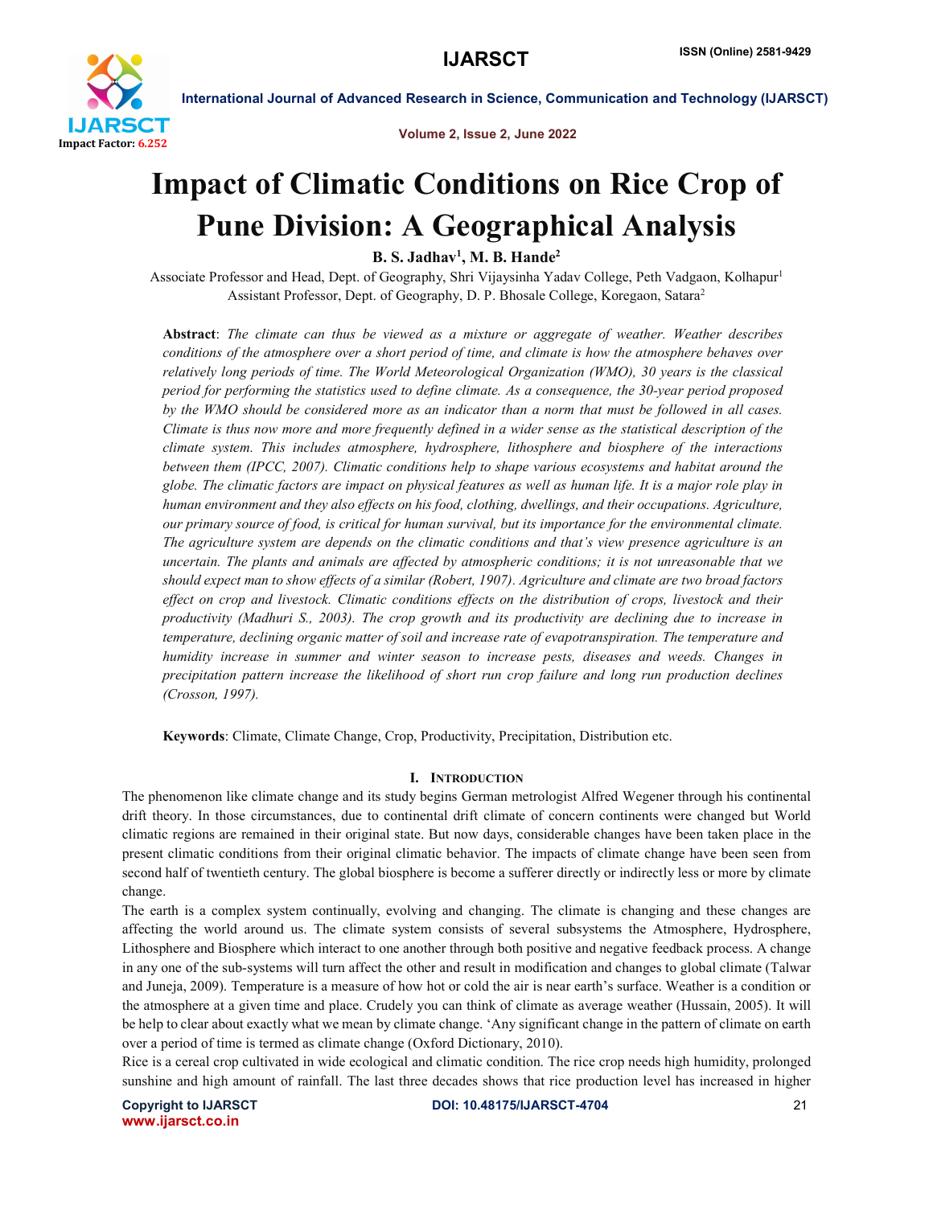# Impact of Climatic Conditions on Rice Crop of Pune Division: A Geographical Analysis

**B. S. Jadhav[1], M. B. Hande[2]**

Associate Professor and Head, Dept. of Geography, Shri Vijaysinha Yadav College, Peth Vadgaon, Kolhapur[1]

Assistant Professor, Dept. of Geography, D. P. Bhosale College, Koregaon, Satara[2]

**Abstract**: *The climate can thus be viewed as a mixture or aggregate of weather. Weather describes conditions of the atmosphere over a short period of time, and climate is how the atmosphere behaves over relatively long periods of time. The World Meteorological Organization (WMO), 30 years is the classical period for performing the statistics used to define climate. As a consequence, the 30-year period proposed by the WMO should be considered more as an indicator than a norm that must be followed in all cases. Climate is thus now more and more frequently defined in a wider sense as the statistical description of the climate system. This includes atmosphere, hydrosphere, lithosphere and biosphere of the interactions between them (IPCC, 2007). Climatic conditions help to shape various ecosystems and habitat around the globe. The climatic factors are impact on physical features as well as human life. It is a major role play in human environment and they also effects on his food, clothing, dwellings, and their occupations. Agriculture, our primary source of food, is critical for human survival, but its importance for the environmental climate. The agriculture system are depends on the climatic conditions and that's view presence agriculture is an uncertain. The plants and animals are affected by atmospheric conditions; it is not unreasonable that we should expect man to show effects of a similar (Robert, 1907). Agriculture and climate are two broad factors effect on crop and livestock. Climatic conditions effects on the distribution of crops, livestock and their productivity (Madhuri S., 2003). The crop growth and its productivity are declining due to increase in temperature, declining organic matter of soil and increase rate of evapotranspiration. The temperature and humidity increase in summer and winter season to increase pests, diseases and weeds. Changes in precipitation pattern increase the likelihood of short run crop failure and long run production declines (Crosson, 1997).*

**Keywords**: Climate, Climate Change, Crop, Productivity, Precipitation, Distribution etc.

## I. Introduction

The phenomenon like climate change and its study begins German metrologist Alfred Wegener through his continental drift theory. In those circumstances, due to continental drift climate of concern continents were changed but World climatic regions are remained in their original state. But now days, considerable changes have been taken place in the present climatic conditions from their original climatic behavior. The impacts of climate change have been seen from second half of twentieth century. The global biosphere is become a sufferer directly or indirectly less or more by climate change.

The earth is a complex system continually, evolving and changing. The climate is changing and these changes are affecting the world around us. The climate system consists of several subsystems the Atmosphere, Hydrosphere, Lithosphere and Biosphere which interact to one another through both positive and negative feedback process. A change in any one of the sub-systems will turn affect the other and result in modification and changes to global climate (Talwar and Juneja, 2009). Temperature is a measure of how hot or cold the air is near earth's surface. Weather is a condition or the atmosphere at a given time and place. Crudely you can think of climate as average weather (Hussain, 2005). It will be help to clear about exactly what we mean by climate change. 'Any significant change in the pattern of climate on earth over a period of time is termed as climate change (Oxford Dictionary, 2010).

Rice is a cereal crop cultivated in wide ecological and climatic condition. The rice crop needs high humidity, prolonged sunshine and high amount of rainfall. The last three decades shows that rice production level has increased in higher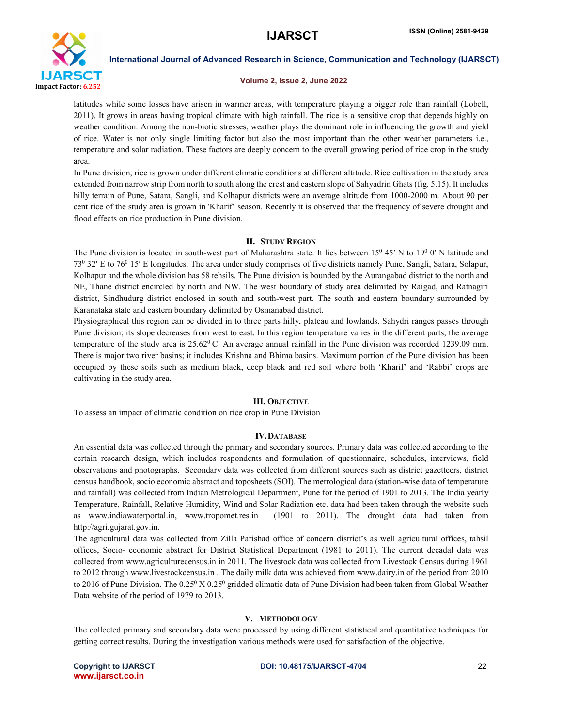latitudes while some losses have arisen in warmer areas, with temperature playing a bigger role than rainfall (Lobell, 2011). It grows in areas having tropical climate with high rainfall. The rice is a sensitive crop that depends highly on weather condition. Among the non-biotic stresses, weather plays the dominant role in influencing the growth and yield of rice. Water is not only single limiting factor but also the most important than the other weather parameters i.e., temperature and solar radiation. These factors are deeply concern to the overall growing period of rice crop in the study area.

In Pune division, rice is grown under different climatic conditions at different altitude. Rice cultivation in the study area extended from narrow strip from north to south along the crest and eastern slope of Sahyadrin Ghats (fig. 5.15). It includes hilly terrain of Pune, Satara, Sangli, and Kolhapur districts were an average altitude from 1000-2000 m. About 90 per cent rice of the study area is grown in 'Kharif' season. Recently it is observed that the frequency of severe drought and flood effects on rice production in Pune division.

## II. Study Region

The Pune division is located in south-west part of Maharashtra state. It lies between 15$^{0}$ 45′ N to 19$^{0}$ 0′ N latitude and 73$^{0}$ 32′ E to 76$^{0}$ 15′ E longitudes. The area under study comprises of five districts namely Pune, Sangli, Satara, Solapur, Kolhapur and the whole division has 58 tehsils. The Pune division is bounded by the Aurangabad district to the north and NE, Thane district encircled by north and NW. The west boundary of study area delimited by Raigad, and Ratnagiri district, Sindhudurg district enclosed in south and south-west part. The south and eastern boundary surrounded by Karanataka state and eastern boundary delimited by Osmanabad district.

Physiographical this region can be divided in to three parts hilly, plateau and lowlands. Sahydri ranges passes through Pune division; its slope decreases from west to east. In this region temperature varies in the different parts, the average temperature of the study area is 25.62$^{0}$ C. An average annual rainfall in the Pune division was recorded 1239.09 mm. There is major two river basins; it includes Krishna and Bhima basins. Maximum portion of the Pune division has been occupied by these soils such as medium black, deep black and red soil where both 'Kharif' and 'Rabbi' crops are cultivating in the study area.

## III. Objective

To assess an impact of climatic condition on rice crop in Pune Division

## IV. Database

An essential data was collected through the primary and secondary sources. Primary data was collected according to the certain research design, which includes respondents and formulation of questionnaire, schedules, interviews, field observations and photographs. Secondary data was collected from different sources such as district gazetteers, district census handbook, socio economic abstract and toposheets (SOI). The metrological data (station-wise data of temperature and rainfall) was collected from Indian Metrological Department, Pune for the period of 1901 to 2013. The India yearly Temperature, Rainfall, Relative Humidity, Wind and Solar Radiation etc. data had been taken through the website such as www.indiawaterportal.in, www.tropomet.res.in (1901 to 2011). The drought data had taken from http://agri.gujarat.gov.in.

The agricultural data was collected from Zilla Parishad office of concern district's as well agricultural offices, tahsil offices, Socio- economic abstract for District Statistical Department (1981 to 2011). The current decadal data was collected from www.agriculturecensus.in in 2011. The livestock data was collected from Livestock Census during 1961 to 2012 through www.livestockcensus.in . The daily milk data was achieved from www.dairy.in of the period from 2010 to 2016 of Pune Division. The 0.25$^{0}$ X 0.25$^{0}$ gridded climatic data of Pune Division had been taken from Global Weather Data website of the period of 1979 to 2013.

## V. Methodology

The collected primary and secondary data were processed by using different statistical and quantitative techniques for getting correct results. During the investigation various methods were used for satisfaction of the objective.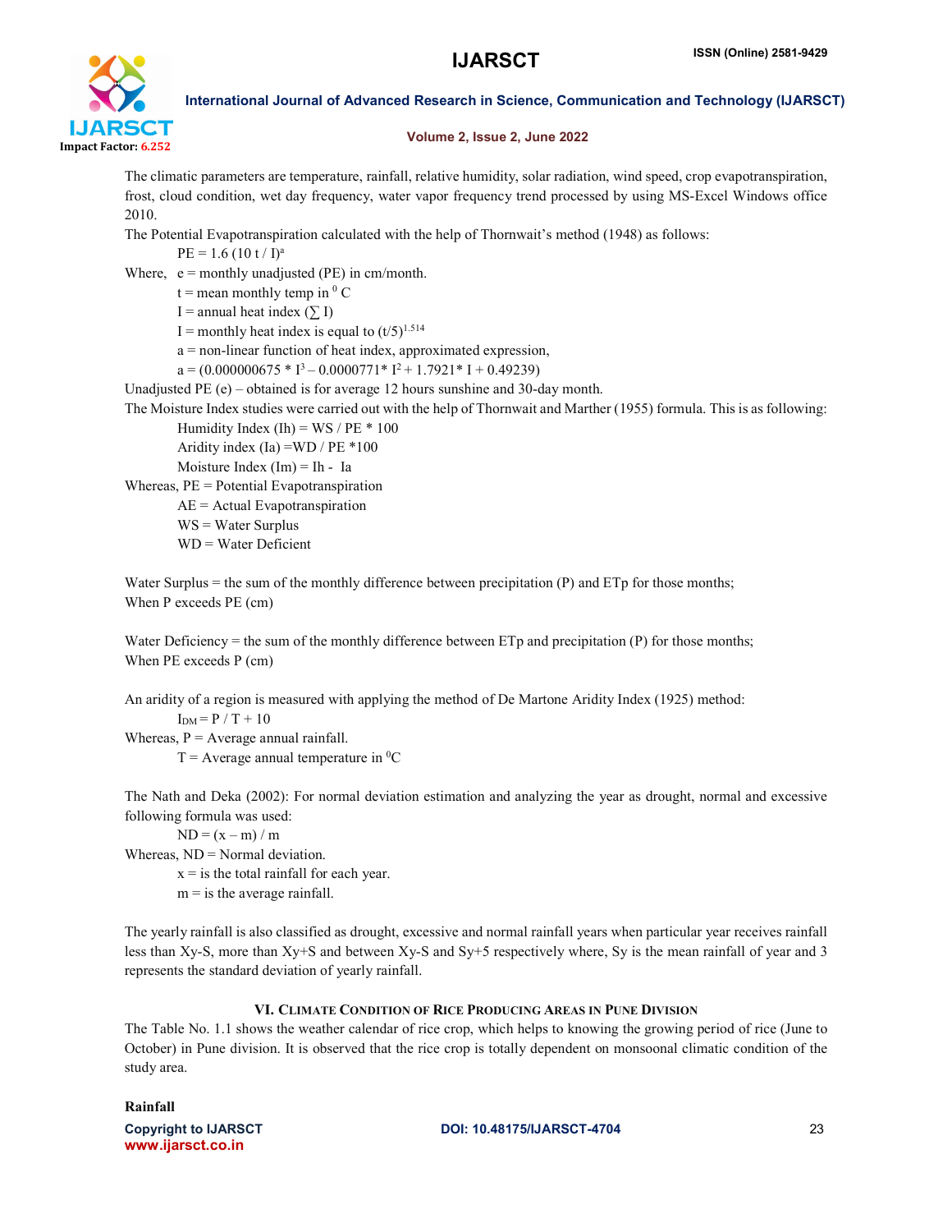The climatic parameters are temperature, rainfall, relative humidity, solar radiation, wind speed, crop evapotranspiration, frost, cloud condition, wet day frequency, water vapor frequency trend processed by using MS-Excel Windows office 2010.

The Potential Evapotranspiration calculated with the help of Thornwait's method (1948) as follows:

$$PE = 1.6\ (10\ t\ /\ I)^{a}$$

Where, e = monthly unadjusted (PE) in cm/month.

t = mean monthly temp in $^{0}$ C

I = annual heat index ($\sum$ I)

I = monthly heat index is equal to $(t/5)^{1.514}$

a = non-linear function of heat index, approximated expression,

$$a = (0.000000675 * I^{3} - 0.0000771 * I^{2} + 1.7921 * I + 0.49239)$$

Unadjusted PE (e) – obtained is for average 12 hours sunshine and 30-day month.

The Moisture Index studies were carried out with the help of Thornwait and Marther (1955) formula. This is as following:

Humidity Index (Ih) = WS / PE * 100

Aridity index (Ia) =WD / PE *100

Moisture Index (Im) = Ih - Ia

Whereas, PE = Potential Evapotranspiration

AE = Actual Evapotranspiration

WS = Water Surplus

WD = Water Deficient

Water Surplus = the sum of the monthly difference between precipitation (P) and ETp for those months;
When P exceeds PE (cm)

Water Deficiency = the sum of the monthly difference between ETp and precipitation (P) for those months;
When PE exceeds P (cm)

An aridity of a region is measured with applying the method of De Martone Aridity Index (1925) method:

$$I_{DM} = P\ /\ T + 10$$

Whereas, P = Average annual rainfall.

T = Average annual temperature in $^{0}$C

The Nath and Deka (2002): For normal deviation estimation and analyzing the year as drought, normal and excessive following formula was used:

$$ND = (x - m)\ /\ m$$

Whereas, ND = Normal deviation.

x = is the total rainfall for each year.

m = is the average rainfall.

The yearly rainfall is also classified as drought, excessive and normal rainfall years when particular year receives rainfall less than Xy-S, more than Xy+S and between Xy-S and Sy+5 respectively where, Sy is the mean rainfall of year and 3 represents the standard deviation of yearly rainfall.

## VI. Climate Condition of Rice Producing Areas in Pune Division

The Table No. 1.1 shows the weather calendar of rice crop, which helps to knowing the growing period of rice (June to October) in Pune division. It is observed that the rice crop is totally dependent on monsoonal climatic condition of the study area.

**Rainfall**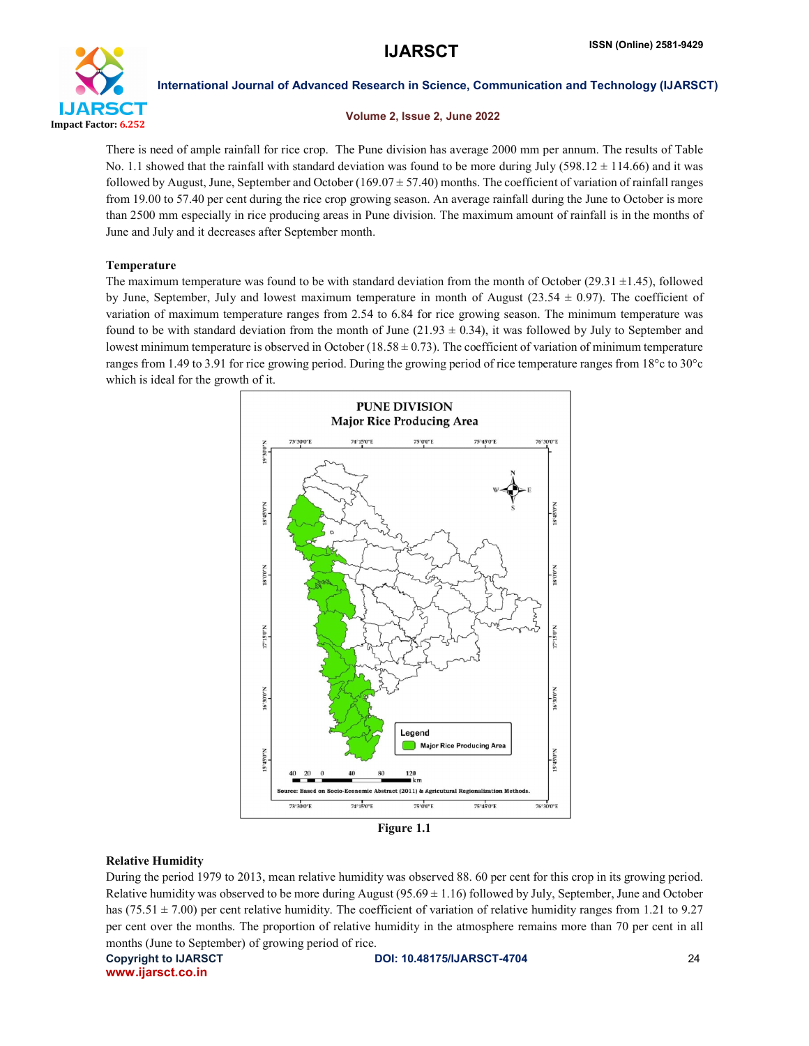There is need of ample rainfall for rice crop. The Pune division has average 2000 mm per annum. The results of Table No. 1.1 showed that the rainfall with standard deviation was found to be more during July (598.12 ± 114.66) and it was followed by August, June, September and October (169.07 ± 57.40) months. The coefficient of variation of rainfall ranges from 19.00 to 57.40 per cent during the rice crop growing season. An average rainfall during the June to October is more than 2500 mm especially in rice producing areas in Pune division. The maximum amount of rainfall is in the months of June and July and it decreases after September month.

### Temperature

The maximum temperature was found to be with standard deviation from the month of October (29.31 ±1.45), followed by June, September, July and lowest maximum temperature in month of August (23.54 ± 0.97). The coefficient of variation of maximum temperature ranges from 2.54 to 6.84 for rice growing season. The minimum temperature was found to be with standard deviation from the month of June (21.93 ± 0.34), it was followed by July to September and lowest minimum temperature is observed in October (18.58 ± 0.73). The coefficient of variation of minimum temperature ranges from 1.49 to 3.91 for rice growing period. During the growing period of rice temperature ranges from 18°c to 30°c which is ideal for the growth of it.

Figure 1.1

### Relative Humidity

During the period 1979 to 2013, mean relative humidity was observed 88. 60 per cent for this crop in its growing period. Relative humidity was observed to be more during August (95.69 ± 1.16) followed by July, September, June and October has (75.51 ± 7.00) per cent relative humidity. The coefficient of variation of relative humidity ranges from 1.21 to 9.27 per cent over the months. The proportion of relative humidity in the atmosphere remains more than 70 per cent in all months (June to September) of growing period of rice.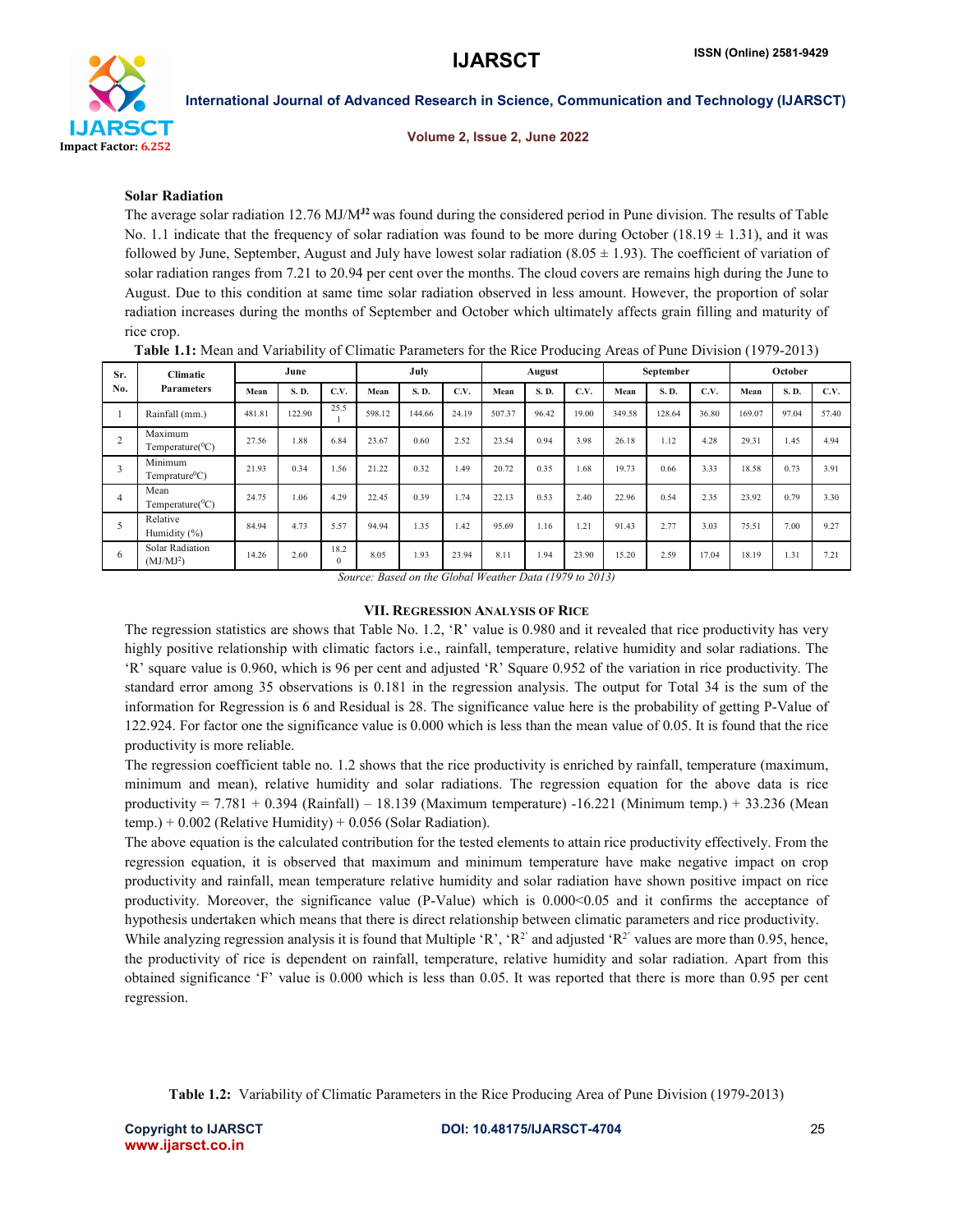**Solar Radiation**

The average solar radiation 12.76 MJ/M$^{J2}$ was found during the considered period in Pune division. The results of Table No. 1.1 indicate that the frequency of solar radiation was found to be more during October (18.19 ± 1.31), and it was followed by June, September, August and July have lowest solar radiation (8.05 ± 1.93). The coefficient of variation of solar radiation ranges from 7.21 to 20.94 per cent over the months. The cloud covers are remains high during the June to August. Due to this condition at same time solar radiation observed in less amount. However, the proportion of solar radiation increases during the months of September and October which ultimately affects grain filling and maturity of rice crop.

**Table 1.1:** Mean and Variability of Climatic Parameters for the Rice Producing Areas of Pune Division (1979-2013)

| Sr. No. | Climatic Parameters | June | | | July | | | August | | | September | | | October | | |
|---|---|---|---|---|---|---|---|---|---|---|---|---|---|---|---|---|
| | | Mean | S. D. | C.V. | Mean | S. D. | C.V. | Mean | S. D. | C.V. | Mean | S. D. | C.V. | Mean | S. D. | C.V. |
| 1 | Rainfall (mm.) | 481.81 | 122.90 | 25.51 | 598.12 | 144.66 | 24.19 | 507.37 | 96.42 | 19.00 | 349.58 | 128.64 | 36.80 | 169.07 | 97.04 | 57.40 |
| 2 | Maximum Temperature(°C) | 27.56 | 1.88 | 6.84 | 23.67 | 0.60 | 2.52 | 23.54 | 0.94 | 3.98 | 26.18 | 1.12 | 4.28 | 29.31 | 1.45 | 4.94 |
| 3 | Minimum Temprature(°C) | 21.93 | 0.34 | 1.56 | 21.22 | 0.32 | 1.49 | 20.72 | 0.35 | 1.68 | 19.73 | 0.66 | 3.33 | 18.58 | 0.73 | 3.91 |
| 4 | Mean Temperature(°C) | 24.75 | 1.06 | 4.29 | 22.45 | 0.39 | 1.74 | 22.13 | 0.53 | 2.40 | 22.96 | 0.54 | 2.35 | 23.92 | 0.79 | 3.30 |
| 5 | Relative Humidity (%) | 84.94 | 4.73 | 5.57 | 94.94 | 1.35 | 1.42 | 95.69 | 1.16 | 1.21 | 91.43 | 2.77 | 3.03 | 75.51 | 7.00 | 9.27 |
| 6 | Solar Radiation (MJ/MJ$^2$) | 14.26 | 2.60 | 18.20 | 8.05 | 1.93 | 23.94 | 8.11 | 1.94 | 23.90 | 15.20 | 2.59 | 17.04 | 18.19 | 1.31 | 7.21 |

*Source: Based on the Global Weather Data (1979 to 2013)*

## VII. Regression Analysis of Rice

The regression statistics are shows that Table No. 1.2, 'R' value is 0.980 and it revealed that rice productivity has very highly positive relationship with climatic factors i.e., rainfall, temperature, relative humidity and solar radiations. The 'R' square value is 0.960, which is 96 per cent and adjusted 'R' Square 0.952 of the variation in rice productivity. The standard error among 35 observations is 0.181 in the regression analysis. The output for Total 34 is the sum of the information for Regression is 6 and Residual is 28. The significance value here is the probability of getting P-Value of 122.924. For factor one the significance value is 0.000 which is less than the mean value of 0.05. It is found that the rice productivity is more reliable.

The regression coefficient table no. 1.2 shows that the rice productivity is enriched by rainfall, temperature (maximum, minimum and mean), relative humidity and solar radiations. The regression equation for the above data is rice productivity = 7.781 + 0.394 (Rainfall) – 18.139 (Maximum temperature) -16.221 (Minimum temp.) + 33.236 (Mean temp.) + 0.002 (Relative Humidity) + 0.056 (Solar Radiation).

The above equation is the calculated contribution for the tested elements to attain rice productivity effectively. From the regression equation, it is observed that maximum and minimum temperature have make negative impact on crop productivity and rainfall, mean temperature relative humidity and solar radiation have shown positive impact on rice productivity. Moreover, the significance value (P-Value) which is 0.000<0.05 and it confirms the acceptance of hypothesis undertaken which means that there is direct relationship between climatic parameters and rice productivity.

While analyzing regression analysis it is found that Multiple 'R', '$R^{2}$' and adjusted '$R^{2}$' values are more than 0.95, hence, the productivity of rice is dependent on rainfall, temperature, relative humidity and solar radiation. Apart from this obtained significance 'F' value is 0.000 which is less than 0.05. It was reported that there is more than 0.95 per cent regression.

**Table 1.2:** Variability of Climatic Parameters in the Rice Producing Area of Pune Division (1979-2013)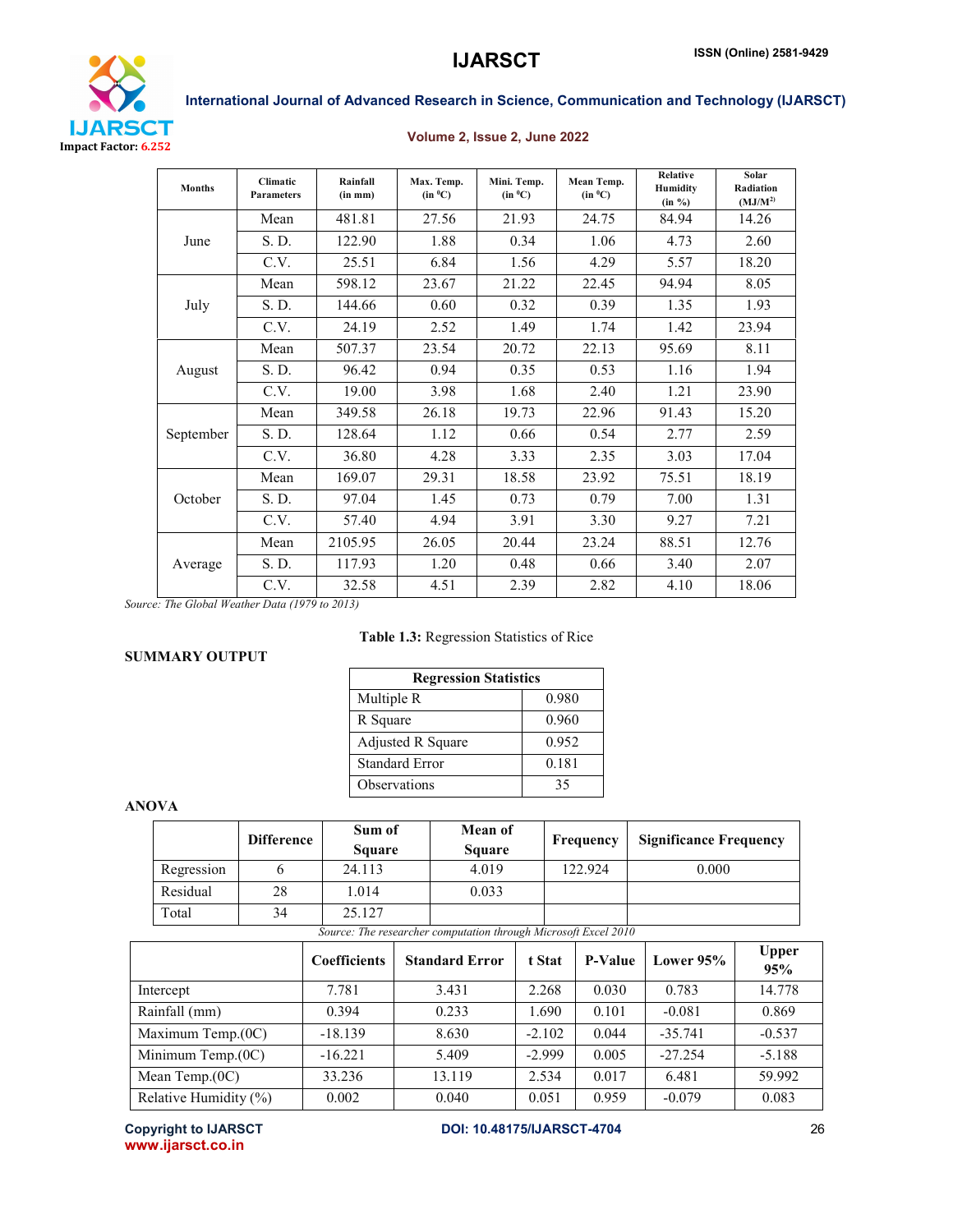| Months | Climatic Parameters | Rainfall (in mm) | Max. Temp. (in $^0$C) | Mini. Temp. (in $^0$C) | Mean Temp. (in $^0$C) | Relative Humidity (in %) | Solar Radiation (MJ/M$^2$) |
|---|---|---|---|---|---|---|---|
| June | Mean | 481.81 | 27.56 | 21.93 | 24.75 | 84.94 | 14.26 |
| | S. D. | 122.90 | 1.88 | 0.34 | 1.06 | 4.73 | 2.60 |
| | C.V. | 25.51 | 6.84 | 1.56 | 4.29 | 5.57 | 18.20 |
| July | Mean | 598.12 | 23.67 | 21.22 | 22.45 | 94.94 | 8.05 |
| | S. D. | 144.66 | 0.60 | 0.32 | 0.39 | 1.35 | 1.93 |
| | C.V. | 24.19 | 2.52 | 1.49 | 1.74 | 1.42 | 23.94 |
| August | Mean | 507.37 | 23.54 | 20.72 | 22.13 | 95.69 | 8.11 |
| | S. D. | 96.42 | 0.94 | 0.35 | 0.53 | 1.16 | 1.94 |
| | C.V. | 19.00 | 3.98 | 1.68 | 2.40 | 1.21 | 23.90 |
| September | Mean | 349.58 | 26.18 | 19.73 | 22.96 | 91.43 | 15.20 |
| | S. D. | 128.64 | 1.12 | 0.66 | 0.54 | 2.77 | 2.59 |
| | C.V. | 36.80 | 4.28 | 3.33 | 2.35 | 3.03 | 17.04 |
| October | Mean | 169.07 | 29.31 | 18.58 | 23.92 | 75.51 | 18.19 |
| | S. D. | 97.04 | 1.45 | 0.73 | 0.79 | 7.00 | 1.31 |
| | C.V. | 57.40 | 4.94 | 3.91 | 3.30 | 9.27 | 7.21 |
| Average | Mean | 2105.95 | 26.05 | 20.44 | 23.24 | 88.51 | 12.76 |
| | S. D. | 117.93 | 1.20 | 0.48 | 0.66 | 3.40 | 2.07 |
| | C.V. | 32.58 | 4.51 | 2.39 | 2.82 | 4.10 | 18.06 |

*Source: The Global Weather Data (1979 to 2013)*

**Table 1.3:** Regression Statistics of Rice

**SUMMARY OUTPUT**

| Regression Statistics | |
|---|---|
| Multiple R | 0.980 |
| R Square | 0.960 |
| Adjusted R Square | 0.952 |
| Standard Error | 0.181 |
| Observations | 35 |

**ANOVA**

| | Difference | Sum of Square | Mean of Square | Frequency | Significance Frequency |
|---|---|---|---|---|---|
| Regression | 6 | 24.113 | 4.019 | 122.924 | 0.000 |
| Residual | 28 | 1.014 | 0.033 | | |
| Total | 34 | 25.127 | | | |

*Source: The researcher computation through Microsoft Excel 2010*

| | Coefficients | Standard Error | t Stat | P-Value | Lower 95% | Upper 95% |
|---|---|---|---|---|---|---|
| Intercept | 7.781 | 3.431 | 2.268 | 0.030 | 0.783 | 14.778 |
| Rainfall (mm) | 0.394 | 0.233 | 1.690 | 0.101 | -0.081 | 0.869 |
| Maximum Temp.(0C) | -18.139 | 8.630 | -2.102 | 0.044 | -35.741 | -0.537 |
| Minimum Temp.(0C) | -16.221 | 5.409 | -2.999 | 0.005 | -27.254 | -5.188 |
| Mean Temp.(0C) | 33.236 | 13.119 | 2.534 | 0.017 | 6.481 | 59.992 |
| Relative Humidity (%) | 0.002 | 0.040 | 0.051 | 0.959 | -0.079 | 0.083 |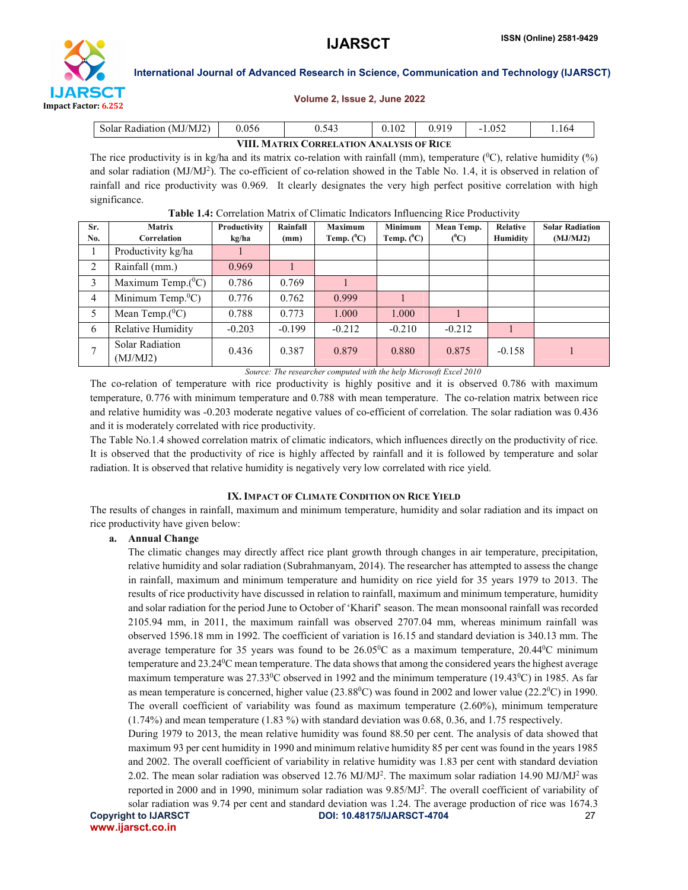| Solar Radiation (MJ/MJ2) | 0.056 | 0.543 | 0.102 | 0.919 | -1.052 | 1.164 |
|---|---|---|---|---|---|---|

## VIII. Matrix Correlation Analysis of Rice

The rice productivity is in kg/ha and its matrix co-relation with rainfall (mm), temperature ($^0$C), relative humidity (%) and solar radiation (MJ/MJ$^2$). The co-efficient of co-relation showed in the Table No. 1.4, it is observed in relation of rainfall and rice productivity was 0.969. It clearly designates the very high perfect positive correlation with high significance.

**Table 1.4:** Correlation Matrix of Climatic Indicators Influencing Rice Productivity

| Sr. No. | Matrix Correlation | Productivity kg/ha | Rainfall (mm) | Maximum Temp. ($^0$C) | Minimum Temp. ($^0$C) | Mean Temp. ($^0$C) | Relative Humidity | Solar Radiation (MJ/MJ2) |
|---|---|---|---|---|---|---|---|---|
| 1 | Productivity kg/ha | 1 | | | | | | |
| 2 | Rainfall (mm.) | 0.969 | 1 | | | | | |
| 3 | Maximum Temp.($^0$C) | 0.786 | 0.769 | 1 | | | | |
| 4 | Minimum Temp.$^0$C) | 0.776 | 0.762 | 0.999 | 1 | | | |
| 5 | Mean Temp.($^0$C) | 0.788 | 0.773 | 1.000 | 1.000 | 1 | | |
| 6 | Relative Humidity | -0.203 | -0.199 | -0.212 | -0.210 | -0.212 | 1 | |
| 7 | Solar Radiation (MJ/MJ2) | 0.436 | 0.387 | 0.879 | 0.880 | 0.875 | -0.158 | 1 |

*Source: The researcher computed with the help Microsoft Excel 2010*

The co-relation of temperature with rice productivity is highly positive and it is observed 0.786 with maximum temperature, 0.776 with minimum temperature and 0.788 with mean temperature. The co-relation matrix between rice and relative humidity was -0.203 moderate negative values of co-efficient of correlation. The solar radiation was 0.436 and it is moderately correlated with rice productivity.

The Table No.1.4 showed correlation matrix of climatic indicators, which influences directly on the productivity of rice. It is observed that the productivity of rice is highly affected by rainfall and it is followed by temperature and solar radiation. It is observed that relative humidity is negatively very low correlated with rice yield.

## IX. Impact of Climate Condition on Rice Yield

The results of changes in rainfall, maximum and minimum temperature, humidity and solar radiation and its impact on rice productivity have given below:

**a. Annual Change**

The climatic changes may directly affect rice plant growth through changes in air temperature, precipitation, relative humidity and solar radiation (Subrahmanyam, 2014). The researcher has attempted to assess the change in rainfall, maximum and minimum temperature and humidity on rice yield for 35 years 1979 to 2013. The results of rice productivity have discussed in relation to rainfall, maximum and minimum temperature, humidity and solar radiation for the period June to October of 'Kharif' season. The mean monsoonal rainfall was recorded 2105.94 mm, in 2011, the maximum rainfall was observed 2707.04 mm, whereas minimum rainfall was observed 1596.18 mm in 1992. The coefficient of variation is 16.15 and standard deviation is 340.13 mm. The average temperature for 35 years was found to be 26.05$^0$C as a maximum temperature, 20.44$^0$C minimum temperature and 23.24$^0$C mean temperature. The data shows that among the considered years the highest average maximum temperature was 27.33$^0$C observed in 1992 and the minimum temperature (19.43$^0$C) in 1985. As far as mean temperature is concerned, higher value (23.88$^0$C) was found in 2002 and lower value (22.2$^0$C) in 1990. The overall coefficient of variability was found as maximum temperature (2.60%), minimum temperature (1.74%) and mean temperature (1.83 %) with standard deviation was 0.68, 0.36, and 1.75 respectively.

During 1979 to 2013, the mean relative humidity was found 88.50 per cent. The analysis of data showed that maximum 93 per cent humidity in 1990 and minimum relative humidity 85 per cent was found in the years 1985 and 2002. The overall coefficient of variability in relative humidity was 1.83 per cent with standard deviation 2.02. The mean solar radiation was observed 12.76 MJ/MJ$^2$. The maximum solar radiation 14.90 MJ/MJ$^2$ was reported in 2000 and in 1990, minimum solar radiation was 9.85/MJ$^2$. The overall coefficient of variability of solar radiation was 9.74 per cent and standard deviation was 1.24. The average production of rice was 1674.3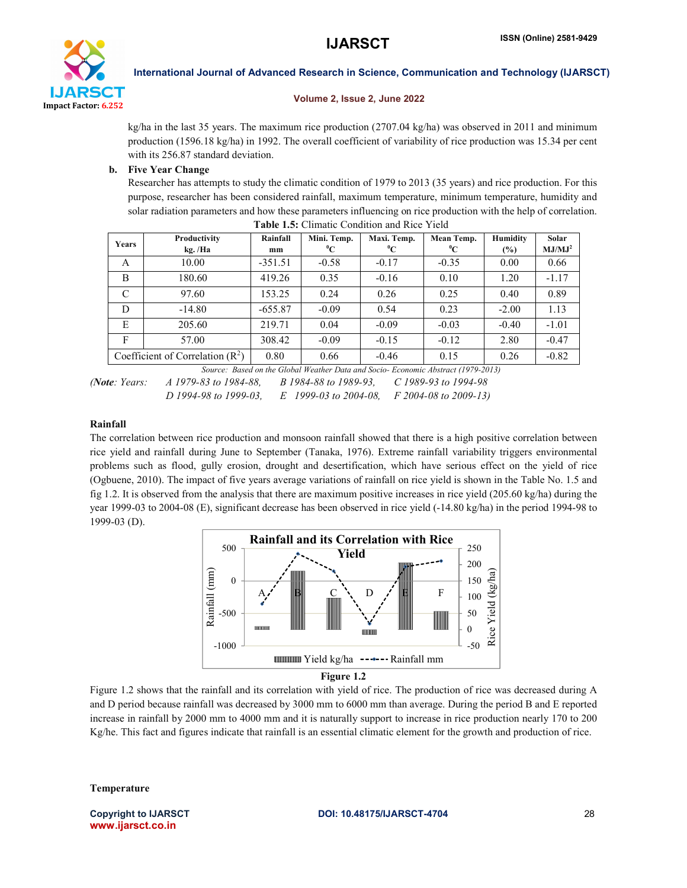kg/ha in the last 35 years. The maximum rice production (2707.04 kg/ha) was observed in 2011 and minimum production (1596.18 kg/ha) in 1992. The overall coefficient of variability of rice production was 15.34 per cent with its 256.87 standard deviation.

**b. Five Year Change**

Researcher has attempts to study the climatic condition of 1979 to 2013 (35 years) and rice production. For this purpose, researcher has been considered rainfall, maximum temperature, minimum temperature, humidity and solar radiation parameters and how these parameters influencing on rice production with the help of correlation.

**Table 1.5:** Climatic Condition and Rice Yield

| Years | Productivity kg. /Ha | Rainfall mm | Mini. Temp. $^0$C | Maxi. Temp. $^0$C | Mean Temp. $^0$C | Humidity (%) | Solar MJ/MJ$^2$ |
|---|---|---|---|---|---|---|---|
| A | 10.00 | -351.51 | -0.58 | -0.17 | -0.35 | 0.00 | 0.66 |
| B | 180.60 | 419.26 | 0.35 | -0.16 | 0.10 | 1.20 | -1.17 |
| C | 97.60 | 153.25 | 0.24 | 0.26 | 0.25 | 0.40 | 0.89 |
| D | -14.80 | -655.87 | -0.09 | 0.54 | 0.23 | -2.00 | 1.13 |
| E | 205.60 | 219.71 | 0.04 | -0.09 | -0.03 | -0.40 | -1.01 |
| F | 57.00 | 308.42 | -0.09 | -0.15 | -0.12 | 2.80 | -0.47 |
| Coefficient of Correlation ($R^2$) | | 0.80 | 0.66 | -0.46 | 0.15 | 0.26 | -0.82 |

*Source: Based on the Global Weather Data and Socio- Economic Abstract (1979-2013)*

*(**Note**: Years: A 1979-83 to 1984-88, B 1984-88 to 1989-93, C 1989-93 to 1994-98, D 1994-98 to 1999-03, E 1999-03 to 2004-08, F 2004-08 to 2009-13)*

**Rainfall**

The correlation between rice production and monsoon rainfall showed that there is a high positive correlation between rice yield and rainfall during June to September (Tanaka, 1976). Extreme rainfall variability triggers environmental problems such as flood, gully erosion, drought and desertification, which have serious effect on the yield of rice (Ogbuene, 2010). The impact of five years average variations of rainfall on rice yield is shown in the Table No. 1.5 and fig 1.2. It is observed from the analysis that there are maximum positive increases in rice yield (205.60 kg/ha) during the year 1999-03 to 2004-08 (E), significant decrease has been observed in rice yield (-14.80 kg/ha) in the period 1994-98 to 1999-03 (D).

**Figure 1.2**

Figure 1.2 shows that the rainfall and its correlation with yield of rice. The production of rice was decreased during A and D period because rainfall was decreased by 3000 mm to 6000 mm than average. During the period B and E reported increase in rainfall by 2000 mm to 4000 mm and it is naturally support to increase in rice production nearly 170 to 200 Kg/he. This fact and figures indicate that rainfall is an essential climatic element for the growth and production of rice.

**Temperature**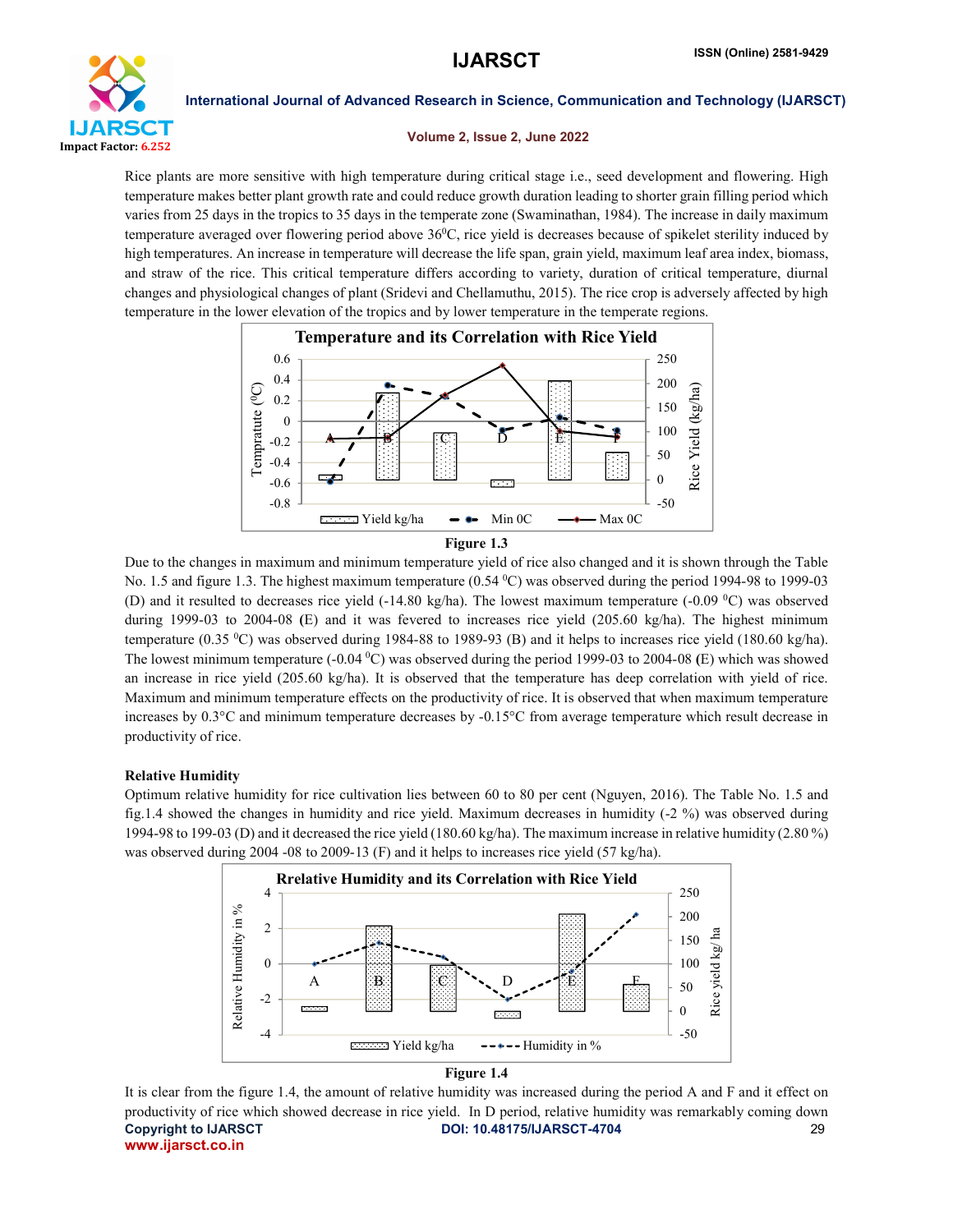Rice plants are more sensitive with high temperature during critical stage i.e., seed development and flowering. High temperature makes better plant growth rate and could reduce growth duration leading to shorter grain filling period which varies from 25 days in the tropics to 35 days in the temperate zone (Swaminathan, 1984). The increase in daily maximum temperature averaged over flowering period above 36$^0$C, rice yield is decreases because of spikelet sterility induced by high temperatures. An increase in temperature will decrease the life span, grain yield, maximum leaf area index, biomass, and straw of the rice. This critical temperature differs according to variety, duration of critical temperature, diurnal changes and physiological changes of plant (Sridevi and Chellamuthu, 2015). The rice crop is adversely affected by high temperature in the lower elevation of the tropics and by lower temperature in the temperate regions.

Figure 1.3

Due to the changes in maximum and minimum temperature yield of rice also changed and it is shown through the Table No. 1.5 and figure 1.3. The highest maximum temperature (0.54 $^0$C) was observed during the period 1994-98 to 1999-03 (D) and it resulted to decreases rice yield (-14.80 kg/ha). The lowest maximum temperature (-0.09 $^0$C) was observed during 1999-03 to 2004-08 (**E**) and it was fevered to increases rice yield (205.60 kg/ha). The highest minimum temperature (0.35 $^0$C) was observed during 1984-88 to 1989-93 (B) and it helps to increases rice yield (180.60 kg/ha). The lowest minimum temperature (-0.04 $^0$C) was observed during the period 1999-03 to 2004-08 **(**E) which was showed an increase in rice yield (205.60 kg/ha). It is observed that the temperature has deep correlation with yield of rice. Maximum and minimum temperature effects on the productivity of rice. It is observed that when maximum temperature increases by 0.3°C and minimum temperature decreases by -0.15°C from average temperature which result decrease in productivity of rice.

**Relative Humidity**

Optimum relative humidity for rice cultivation lies between 60 to 80 per cent (Nguyen, 2016). The Table No. 1.5 and fig.1.4 showed the changes in humidity and rice yield. Maximum decreases in humidity (-2 %) was observed during 1994-98 to 199-03 (D) and it decreased the rice yield (180.60 kg/ha). The maximum increase in relative humidity (2.80 %) was observed during 2004 -08 to 2009-13 (F) and it helps to increases rice yield (57 kg/ha).

Figure 1.4

It is clear from the figure 1.4, the amount of relative humidity was increased during the period A and F and it effect on productivity of rice which showed decrease in rice yield. In D period, relative humidity was remarkably coming down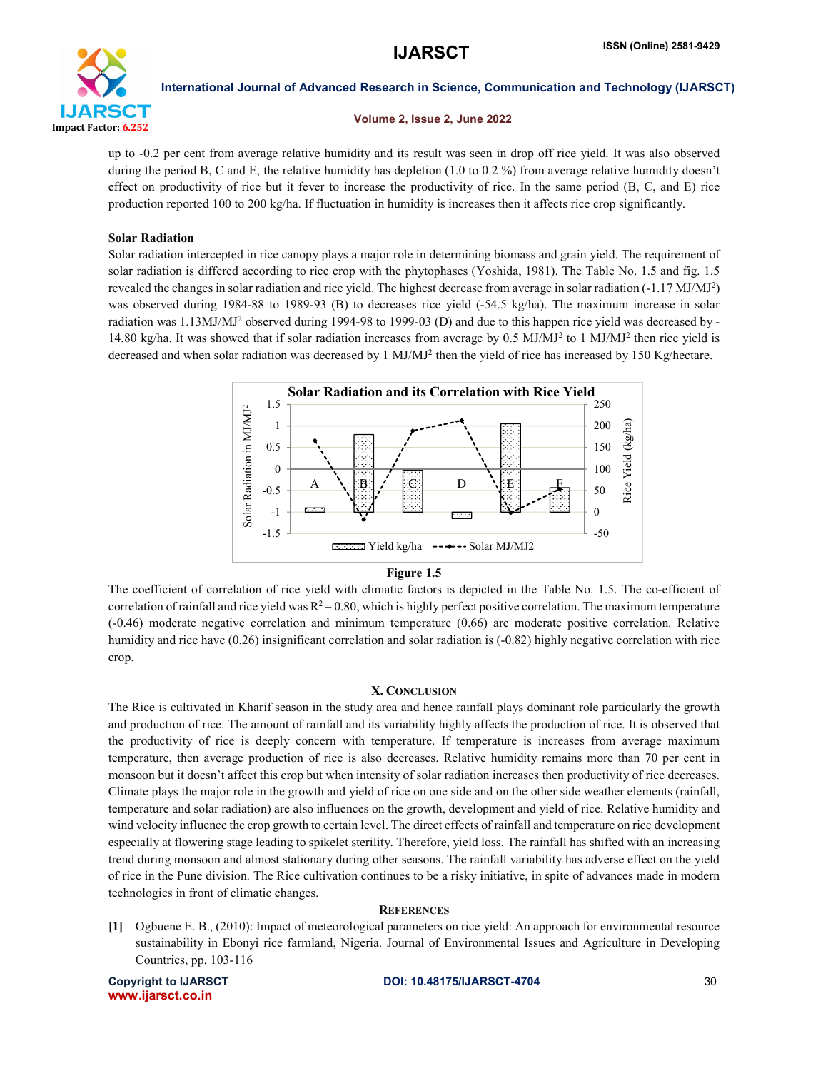up to -0.2 per cent from average relative humidity and its result was seen in drop off rice yield. It was also observed during the period B, C and E, the relative humidity has depletion (1.0 to 0.2 %) from average relative humidity doesn't effect on productivity of rice but it fever to increase the productivity of rice. In the same period (B, C, and E) rice production reported 100 to 200 kg/ha. If fluctuation in humidity is increases then it affects rice crop significantly.

**Solar Radiation**

Solar radiation intercepted in rice canopy plays a major role in determining biomass and grain yield. The requirement of solar radiation is differed according to rice crop with the phytophases (Yoshida, 1981). The Table No. 1.5 and fig. 1.5 revealed the changes in solar radiation and rice yield. The highest decrease from average in solar radiation (-1.17 MJ/MJ$^2$) was observed during 1984-88 to 1989-93 (B) to decreases rice yield (-54.5 kg/ha). The maximum increase in solar radiation was 1.13MJ/MJ$^2$ observed during 1994-98 to 1999-03 (D) and due to this happen rice yield was decreased by -14.80 kg/ha. It was showed that if solar radiation increases from average by 0.5 MJ/MJ$^2$ to 1 MJ/MJ$^2$ then rice yield is decreased and when solar radiation was decreased by 1 MJ/MJ$^2$ then the yield of rice has increased by 150 Kg/hectare.

Figure 1.5

The coefficient of correlation of rice yield with climatic factors is depicted in the Table No. 1.5. The co-efficient of correlation of rainfall and rice yield was $R^2 = 0.80$, which is highly perfect positive correlation. The maximum temperature (-0.46) moderate negative correlation and minimum temperature (0.66) are moderate positive correlation. Relative humidity and rice have (0.26) insignificant correlation and solar radiation is (-0.82) highly negative correlation with rice crop.

## X. Conclusion

The Rice is cultivated in Kharif season in the study area and hence rainfall plays dominant role particularly the growth and production of rice. The amount of rainfall and its variability highly affects the production of rice. It is observed that the productivity of rice is deeply concern with temperature. If temperature is increases from average maximum temperature, then average production of rice is also decreases. Relative humidity remains more than 70 per cent in monsoon but it doesn't affect this crop but when intensity of solar radiation increases then productivity of rice decreases. Climate plays the major role in the growth and yield of rice on one side and on the other side weather elements (rainfall, temperature and solar radiation) are also influences on the growth, development and yield of rice. Relative humidity and wind velocity influence the crop growth to certain level. The direct effects of rainfall and temperature on rice development especially at flowering stage leading to spikelet sterility. Therefore, yield loss. The rainfall has shifted with an increasing trend during monsoon and almost stationary during other seasons. The rainfall variability has adverse effect on the yield of rice in the Pune division. The Rice cultivation continues to be a risky initiative, in spite of advances made in modern technologies in front of climatic changes.

## References

[1] Ogbuene E. B., (2010): Impact of meteorological parameters on rice yield: An approach for environmental resource sustainability in Ebonyi rice farmland, Nigeria. Journal of Environmental Issues and Agriculture in Developing Countries, pp. 103-116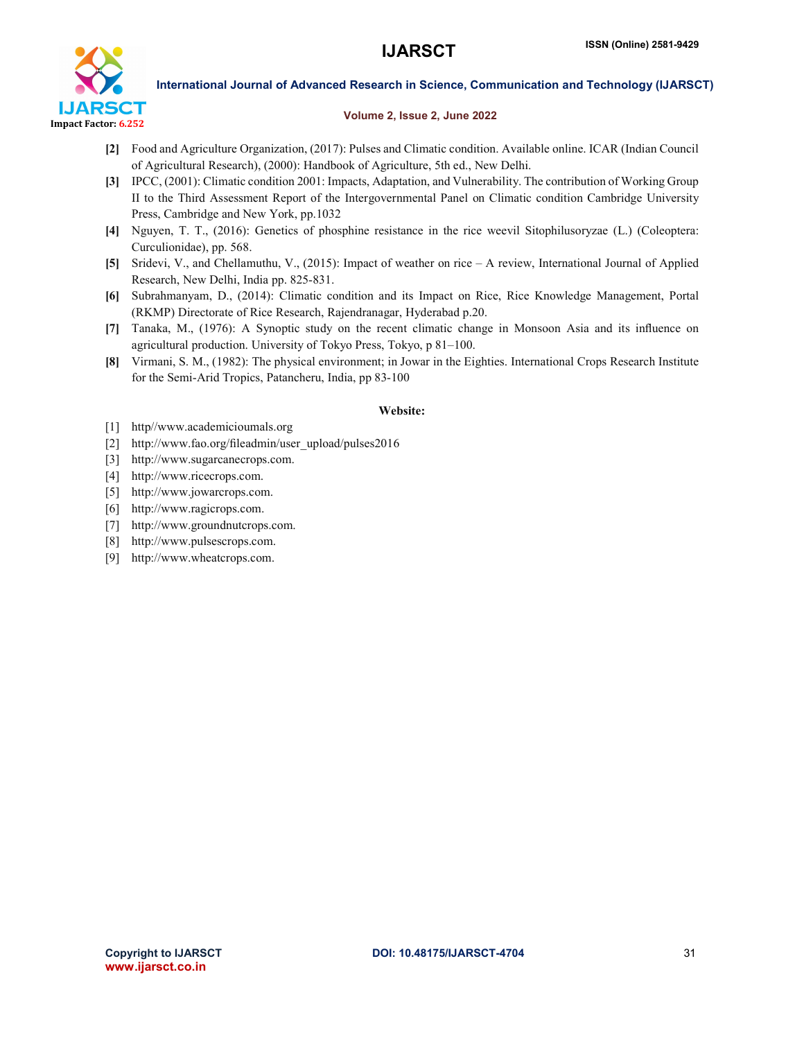**[2]** Food and Agriculture Organization, (2017): Pulses and Climatic condition. Available online. ICAR (Indian Council of Agricultural Research), (2000): Handbook of Agriculture, 5th ed., New Delhi.

**[3]** IPCC, (2001): Climatic condition 2001: Impacts, Adaptation, and Vulnerability. The contribution of Working Group II to the Third Assessment Report of the Intergovernmental Panel on Climatic condition Cambridge University Press, Cambridge and New York, pp.1032

**[4]** Nguyen, T. T., (2016): Genetics of phosphine resistance in the rice weevil Sitophilusoryzae (L.) (Coleoptera: Curculionidae), pp. 568.

**[5]** Sridevi, V., and Chellamuthu, V., (2015): Impact of weather on rice – A review, International Journal of Applied Research, New Delhi, India pp. 825-831.

**[6]** Subrahmanyam, D., (2014): Climatic condition and its Impact on Rice, Rice Knowledge Management, Portal (RKMP) Directorate of Rice Research, Rajendranagar, Hyderabad p.20.

**[7]** Tanaka, M., (1976): A Synoptic study on the recent climatic change in Monsoon Asia and its influence on agricultural production. University of Tokyo Press, Tokyo, p 81–100.

**[8]** Virmani, S. M., (1982): The physical environment; in Jowar in the Eighties. International Crops Research Institute for the Semi-Arid Tropics, Patancheru, India, pp 83-100

**Website:**

[1] http//www.academicioumals.org

[2] http://www.fao.org/fileadmin/user_upload/pulses2016

[3] http://www.sugarcanecrops.com.

[4] http://www.ricecrops.com.

[5] http://www.jowarcrops.com.

[6] http://www.ragicrops.com.

[7] http://www.groundnutcrops.com.

[8] http://www.pulsescrops.com.

[9] http://www.wheatcrops.com.